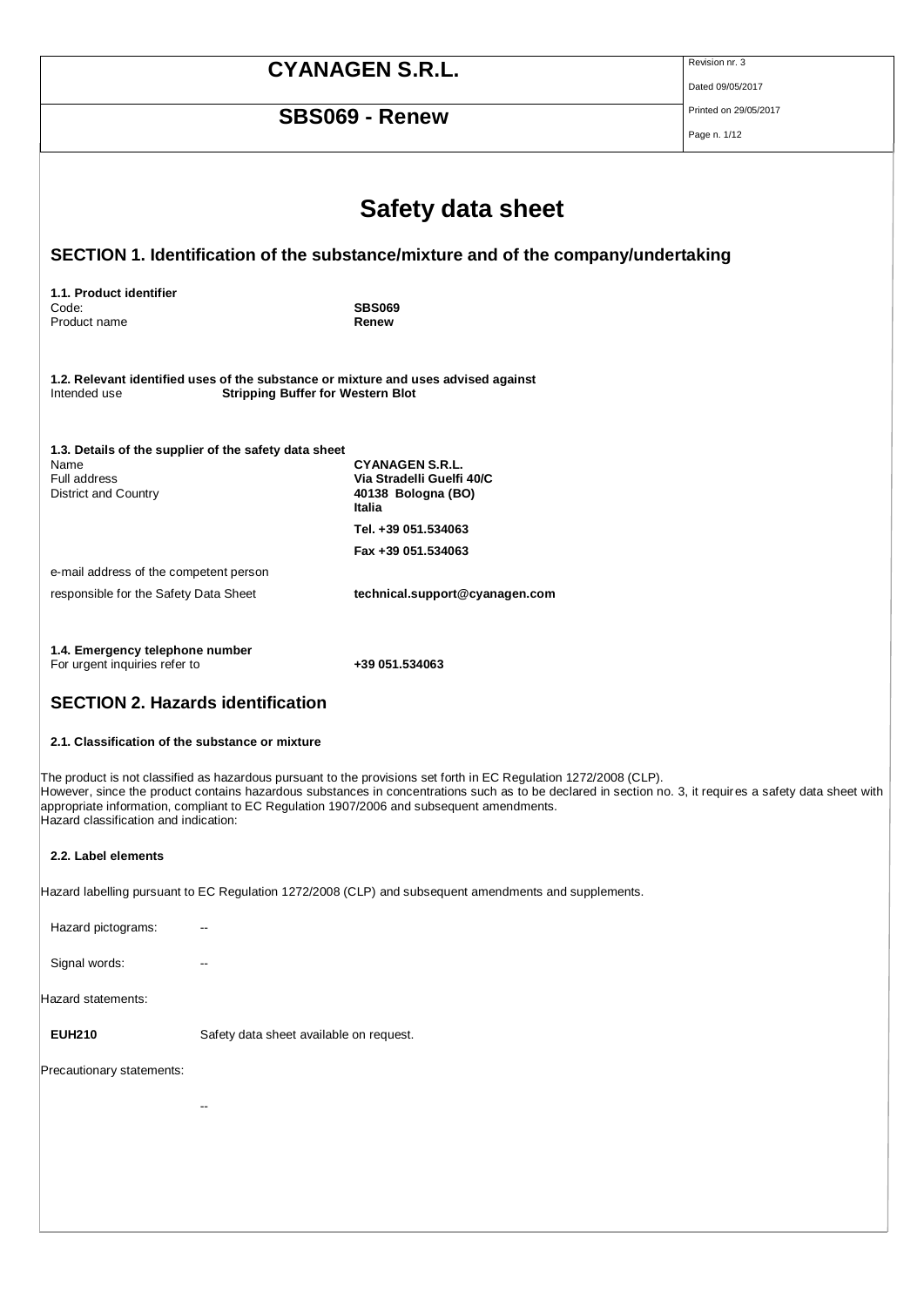# Safety data sheet

## SECTION 1. Identification of the substance/mixture and of the company/undertaking

**1.1. Product identifier**

| | |
|---|---|
| Code: | **SBS069** |
| Product name | **Renew** |

**1.2. Relevant identified uses of the substance or mixture and uses advised against**

Intended use **Stripping Buffer for Western Blot**

**1.3. Details of the supplier of the safety data sheet**

| | |
|---|---|
| Name | **CYANAGEN S.R.L.** |
| Full address | **Via Stradelli Guelfi 40/C** |
| District and Country | **40138 Bologna (BO)** |
| | **Italia** |
| | **Tel. +39 051.534063** |
| | **Fax +39 051.534063** |
| e-mail address of the competent person | |
| responsible for the Safety Data Sheet | **technical.support@cyanagen.com** |

**1.4. Emergency telephone number**

For urgent inquiries refer to **+39 051.534063**

## SECTION 2. Hazards identification

### 2.1. Classification of the substance or mixture

The product is not classified as hazardous pursuant to the provisions set forth in EC Regulation 1272/2008 (CLP).
However, since the product contains hazardous substances in concentrations such as to be declared in section no. 3, it requires a safety data sheet with appropriate information, compliant to EC Regulation 1907/2006 and subsequent amendments.
Hazard classification and indication:

### 2.2. Label elements

Hazard labelling pursuant to EC Regulation 1272/2008 (CLP) and subsequent amendments and supplements.

Hazard pictograms: --

Signal words: --

Hazard statements:

**EUH210** Safety data sheet available on request.

Precautionary statements:

--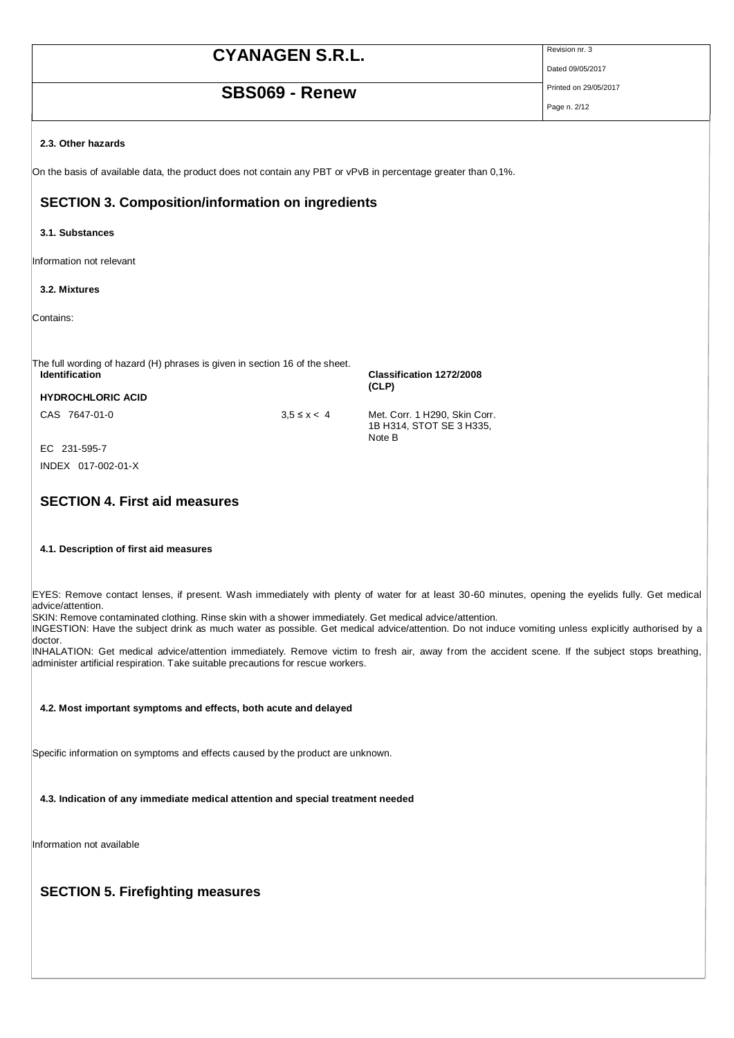#### 2.3. Other hazards

On the basis of available data, the product does not contain any PBT or vPvB in percentage greater than 0,1%.

## SECTION 3. Composition/information on ingredients

#### 3.1. Substances

Information not relevant

#### 3.2. Mixtures

Contains:

The full wording of hazard (H) phrases is given in section 16 of the sheet.

| Identification | x = Conc. % | Classification 1272/2008 (CLP) |
|---|---|---|
| **HYDROCHLORIC ACID** | | |
| CAS 7647-01-0 | 3,5 ≤ x < 4 | Met. Corr. 1 H290, Skin Corr. 1B H314, STOT SE 3 H335, Note B |
| EC 231-595-7 | | |
| INDEX 017-002-01-X | | |

## SECTION 4. First aid measures

#### 4.1. Description of first aid measures

EYES: Remove contact lenses, if present. Wash immediately with plenty of water for at least 30-60 minutes, opening the eyelids fully. Get medical advice/attention.
SKIN: Remove contaminated clothing. Rinse skin with a shower immediately. Get medical advice/attention.
INGESTION: Have the subject drink as much water as possible. Get medical advice/attention. Do not induce vomiting unless explicitly authorised by a doctor.
INHALATION: Get medical advice/attention immediately. Remove victim to fresh air, away from the accident scene. If the subject stops breathing, administer artificial respiration. Take suitable precautions for rescue workers.

#### 4.2. Most important symptoms and effects, both acute and delayed

Specific information on symptoms and effects caused by the product are unknown.

#### 4.3. Indication of any immediate medical attention and special treatment needed

Information not available

## SECTION 5. Firefighting measures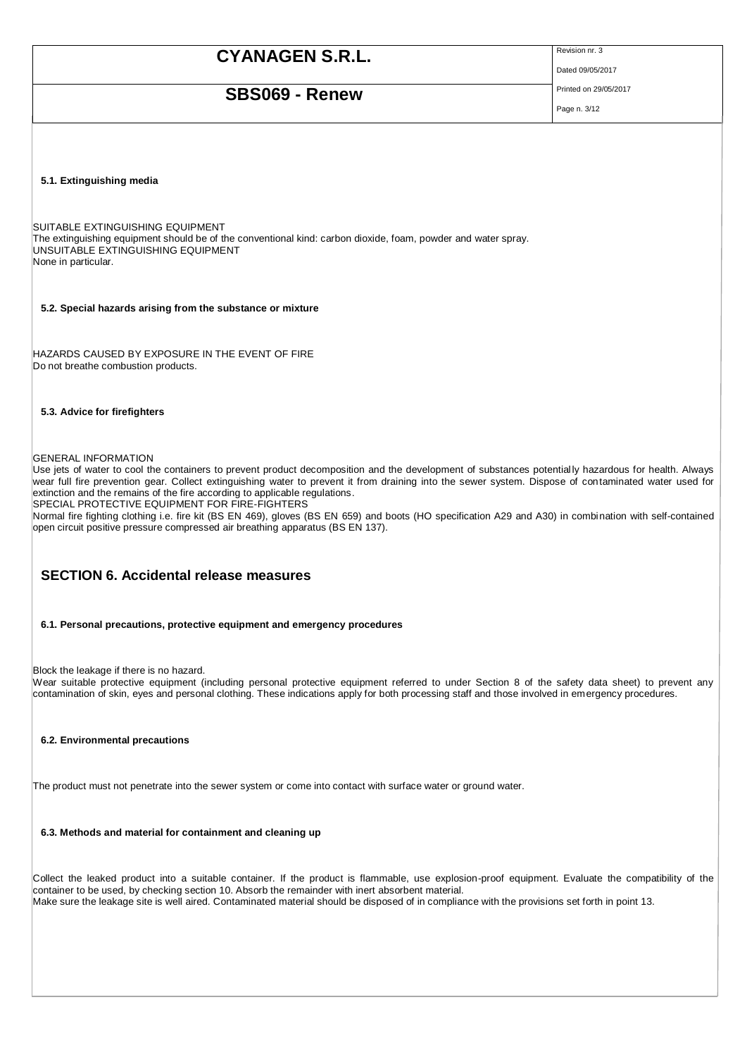#### 5.1. Extinguishing media

SUITABLE EXTINGUISHING EQUIPMENT
The extinguishing equipment should be of the conventional kind: carbon dioxide, foam, powder and water spray.
UNSUITABLE EXTINGUISHING EQUIPMENT
None in particular.

#### 5.2. Special hazards arising from the substance or mixture

HAZARDS CAUSED BY EXPOSURE IN THE EVENT OF FIRE
Do not breathe combustion products.

#### 5.3. Advice for firefighters

GENERAL INFORMATION
Use jets of water to cool the containers to prevent product decomposition and the development of substances potentially hazardous for health. Always wear full fire prevention gear. Collect extinguishing water to prevent it from draining into the sewer system. Dispose of contaminated water used for extinction and the remains of the fire according to applicable regulations.
SPECIAL PROTECTIVE EQUIPMENT FOR FIRE-FIGHTERS
Normal fire fighting clothing i.e. fire kit (BS EN 469), gloves (BS EN 659) and boots (HO specification A29 and A30) in combination with self-contained open circuit positive pressure compressed air breathing apparatus (BS EN 137).

## SECTION 6. Accidental release measures

#### 6.1. Personal precautions, protective equipment and emergency procedures

Block the leakage if there is no hazard.
Wear suitable protective equipment (including personal protective equipment referred to under Section 8 of the safety data sheet) to prevent any contamination of skin, eyes and personal clothing. These indications apply for both processing staff and those involved in emergency procedures.

#### 6.2. Environmental precautions

The product must not penetrate into the sewer system or come into contact with surface water or ground water.

#### 6.3. Methods and material for containment and cleaning up

Collect the leaked product into a suitable container. If the product is flammable, use explosion-proof equipment. Evaluate the compatibility of the container to be used, by checking section 10. Absorb the remainder with inert absorbent material.
Make sure the leakage site is well aired. Contaminated material should be disposed of in compliance with the provisions set forth in point 13.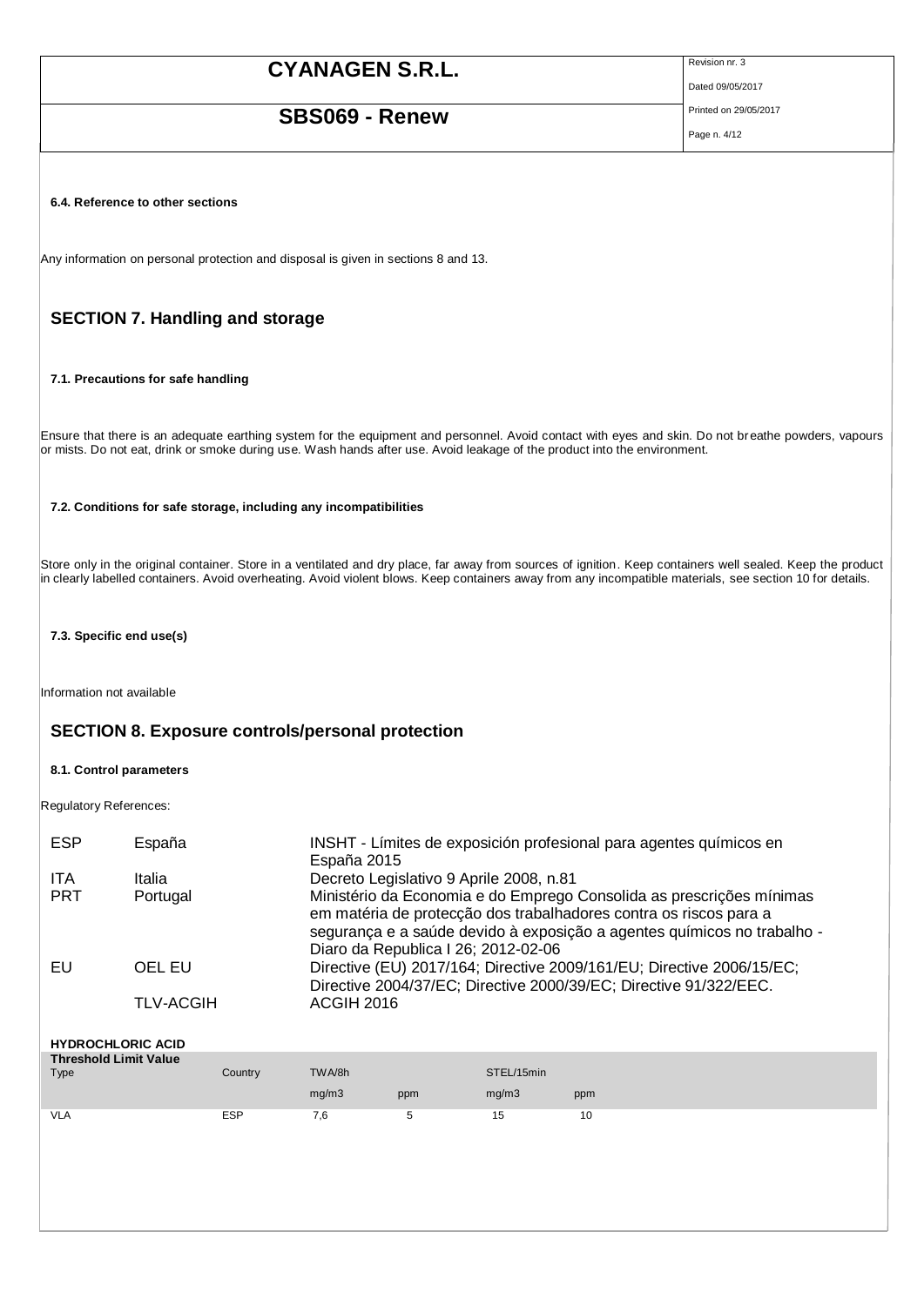#### 6.4. Reference to other sections

Any information on personal protection and disposal is given in sections 8 and 13.

## SECTION 7. Handling and storage

#### 7.1. Precautions for safe handling

Ensure that there is an adequate earthing system for the equipment and personnel. Avoid contact with eyes and skin. Do not breathe powders, vapours or mists. Do not eat, drink or smoke during use. Wash hands after use. Avoid leakage of the product into the environment.

#### 7.2. Conditions for safe storage, including any incompatibilities

Store only in the original container. Store in a ventilated and dry place, far away from sources of ignition. Keep containers well sealed. Keep the product in clearly labelled containers. Avoid overheating. Avoid violent blows. Keep containers away from any incompatible materials, see section 10 for details.

#### 7.3. Specific end use(s)

Information not available

## SECTION 8. Exposure controls/personal protection

#### 8.1. Control parameters

Regulatory References:

| | | |
|---|---|---|
| ESP | España | INSHT - Límites de exposición profesional para agentes químicos en España 2015 |
| ITA | Italia | Decreto Legislativo 9 Aprile 2008, n.81 |
| PRT | Portugal | Ministério da Economia e do Emprego Consolida as prescrições mínimas em matéria de protecção dos trabalhadores contra os riscos para a segurança e a saúde devido à exposição a agentes químicos no trabalho - Diaro da Republica I 26; 2012-02-06 |
| EU | OEL EU | Directive (EU) 2017/164; Directive 2009/161/EU; Directive 2006/15/EC; Directive 2004/37/EC; Directive 2000/39/EC; Directive 91/322/EEC. |
| | TLV-ACGIH | ACGIH 2016 |

**HYDROCHLORIC ACID**

| Threshold Limit Value | | | | | |
|---|---|---|---|---|---|
| Type | Country | TWA/8h | | STEL/15min | |
| | | mg/m3 | ppm | mg/m3 | ppm |
| VLA | ESP | 7,6 | 5 | 15 | 10 |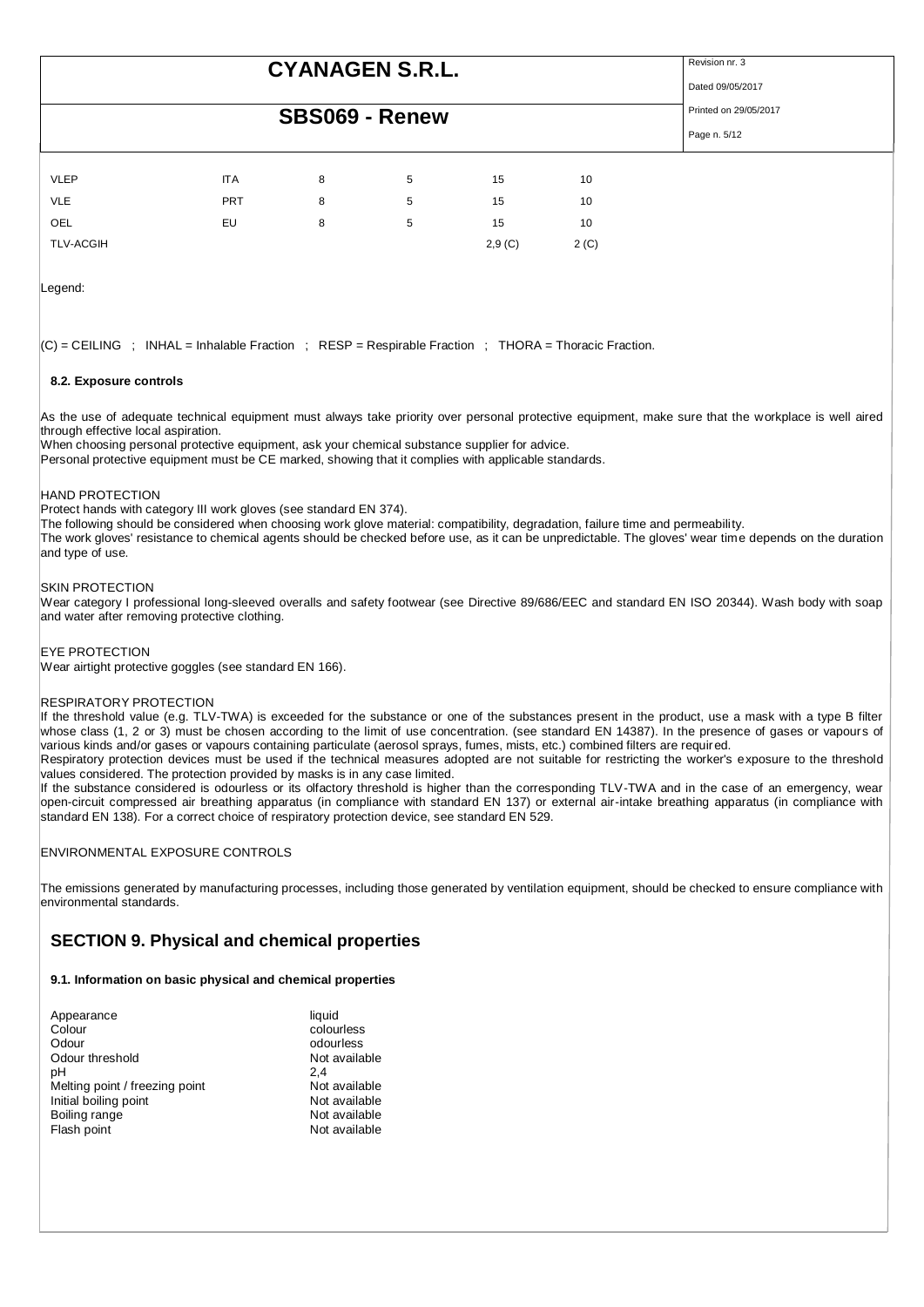| | | | | | |
|---|---|---|---|---|---|
| VLEP | ITA | 8 | 5 | 15 | 10 |
| VLE | PRT | 8 | 5 | 15 | 10 |
| OEL | EU | 8 | 5 | 15 | 10 |
| TLV-ACGIH | | | | 2,9 (C) | 2 (C) |

Legend:

(C) = CEILING ; INHAL = Inhalable Fraction ; RESP = Respirable Fraction ; THORA = Thoracic Fraction.

### 8.2. Exposure controls

As the use of adequate technical equipment must always take priority over personal protective equipment, make sure that the workplace is well aired through effective local aspiration.
When choosing personal protective equipment, ask your chemical substance supplier for advice.
Personal protective equipment must be CE marked, showing that it complies with applicable standards.

HAND PROTECTION
Protect hands with category III work gloves (see standard EN 374).
The following should be considered when choosing work glove material: compatibility, degradation, failure time and permeability.
The work gloves' resistance to chemical agents should be checked before use, as it can be unpredictable. The gloves' wear time depends on the duration and type of use.

SKIN PROTECTION
Wear category I professional long-sleeved overalls and safety footwear (see Directive 89/686/EEC and standard EN ISO 20344). Wash body with soap and water after removing protective clothing.

EYE PROTECTION
Wear airtight protective goggles (see standard EN 166).

RESPIRATORY PROTECTION
If the threshold value (e.g. TLV-TWA) is exceeded for the substance or one of the substances present in the product, use a mask with a type B filter whose class (1, 2 or 3) must be chosen according to the limit of use concentration. (see standard EN 14387). In the presence of gases or vapours of various kinds and/or gases or vapours containing particulate (aerosol sprays, fumes, mists, etc.) combined filters are required.
Respiratory protection devices must be used if the technical measures adopted are not suitable for restricting the worker's exposure to the threshold values considered. The protection provided by masks is in any case limited.
If the substance considered is odourless or its olfactory threshold is higher than the corresponding TLV-TWA and in the case of an emergency, wear open-circuit compressed air breathing apparatus (in compliance with standard EN 137) or external air-intake breathing apparatus (in compliance with standard EN 138). For a correct choice of respiratory protection device, see standard EN 529.

ENVIRONMENTAL EXPOSURE CONTROLS

The emissions generated by manufacturing processes, including those generated by ventilation equipment, should be checked to ensure compliance with environmental standards.

## SECTION 9. Physical and chemical properties

### 9.1. Information on basic physical and chemical properties

| | |
|---|---|
| Appearance | liquid |
| Colour | colourless |
| Odour | odourless |
| Odour threshold | Not available |
| pH | 2,4 |
| Melting point / freezing point | Not available |
| Initial boiling point | Not available |
| Boiling range | Not available |
| Flash point | Not available |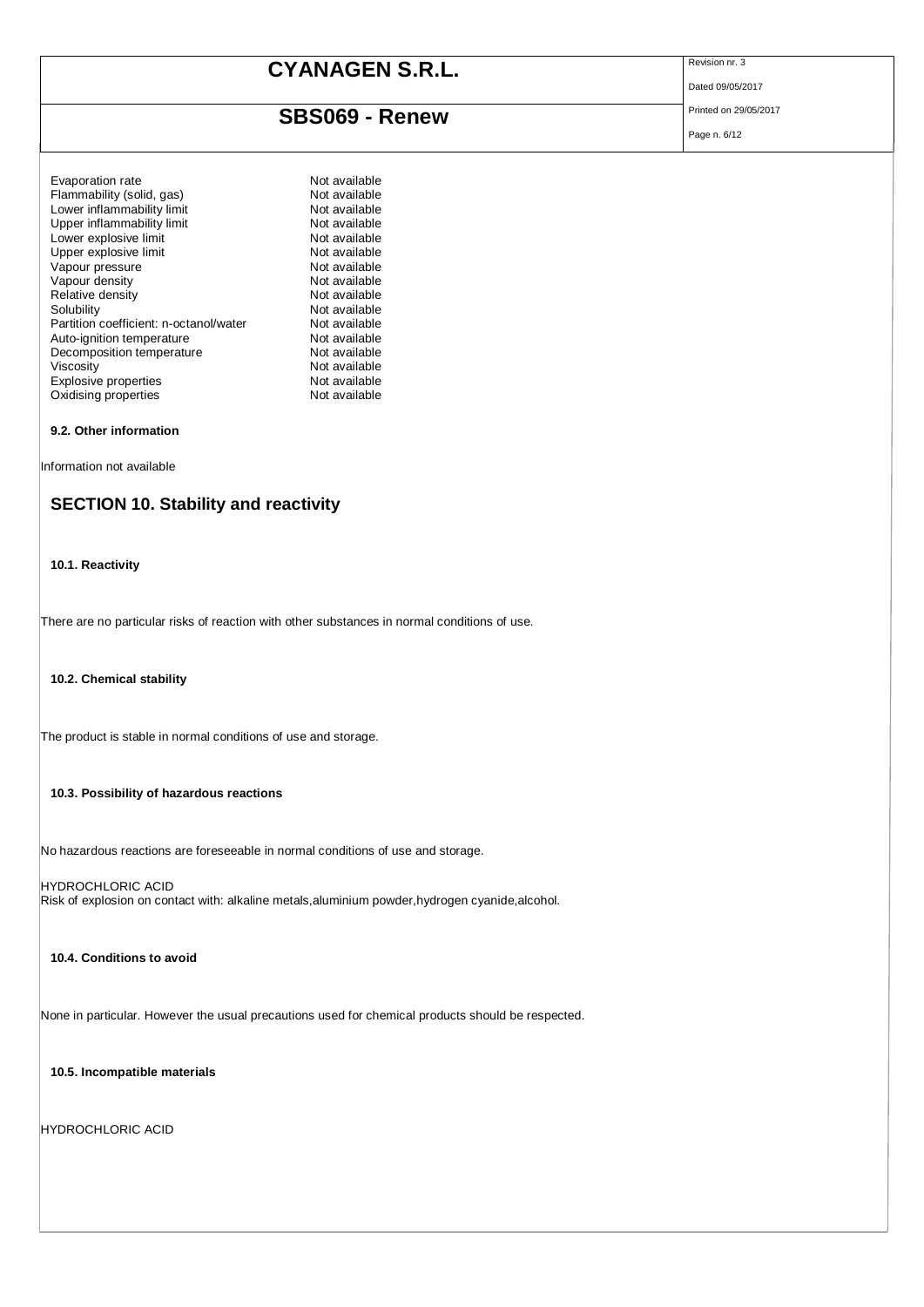| | |
|---|---|
| Evaporation rate | Not available |
| Flammability (solid, gas) | Not available |
| Lower inflammability limit | Not available |
| Upper inflammability limit | Not available |
| Lower explosive limit | Not available |
| Upper explosive limit | Not available |
| Vapour pressure | Not available |
| Vapour density | Not available |
| Relative density | Not available |
| Solubility | Not available |
| Partition coefficient: n-octanol/water | Not available |
| Auto-ignition temperature | Not available |
| Decomposition temperature | Not available |
| Viscosity | Not available |
| Explosive properties | Not available |
| Oxidising properties | Not available |

### 9.2. Other information

Information not available

## SECTION 10. Stability and reactivity

### 10.1. Reactivity

There are no particular risks of reaction with other substances in normal conditions of use.

### 10.2. Chemical stability

The product is stable in normal conditions of use and storage.

### 10.3. Possibility of hazardous reactions

No hazardous reactions are foreseeable in normal conditions of use and storage.

HYDROCHLORIC ACID
Risk of explosion on contact with: alkaline metals,aluminium powder,hydrogen cyanide,alcohol.

### 10.4. Conditions to avoid

None in particular. However the usual precautions used for chemical products should be respected.

### 10.5. Incompatible materials

HYDROCHLORIC ACID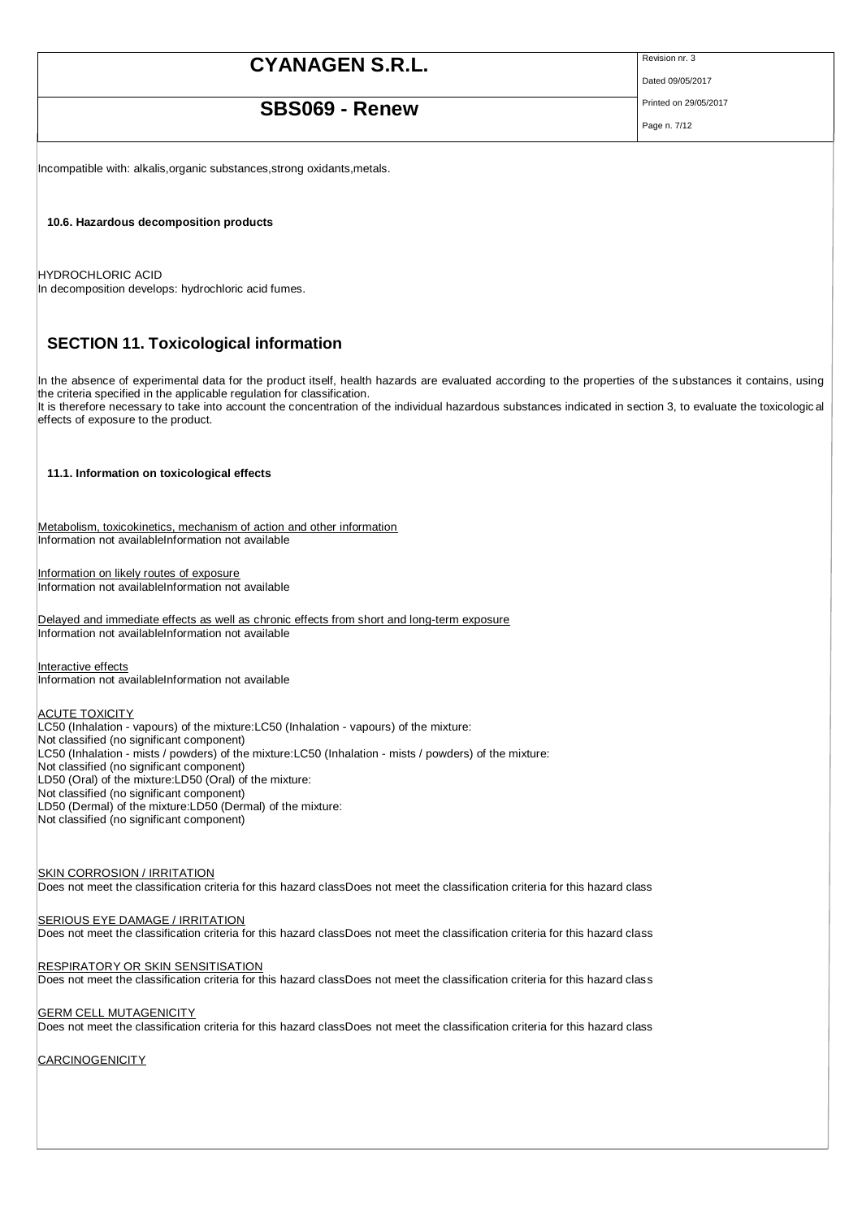Incompatible with: alkalis,organic substances,strong oxidants,metals.

### 10.6. Hazardous decomposition products

HYDROCHLORIC ACID
In decomposition develops: hydrochloric acid fumes.

## SECTION 11. Toxicological information

In the absence of experimental data for the product itself, health hazards are evaluated according to the properties of the substances it contains, using the criteria specified in the applicable regulation for classification.
It is therefore necessary to take into account the concentration of the individual hazardous substances indicated in section 3, to evaluate the toxicological effects of exposure to the product.

### 11.1. Information on toxicological effects

Metabolism, toxicokinetics, mechanism of action and other information
Information not availableInformation not available

Information on likely routes of exposure
Information not availableInformation not available

Delayed and immediate effects as well as chronic effects from short and long-term exposure
Information not availableInformation not available

Interactive effects
Information not availableInformation not available

ACUTE TOXICITY
LC50 (Inhalation - vapours) of the mixture:LC50 (Inhalation - vapours) of the mixture:
Not classified (no significant component)
LC50 (Inhalation - mists / powders) of the mixture:LC50 (Inhalation - mists / powders) of the mixture:
Not classified (no significant component)
LD50 (Oral) of the mixture:LD50 (Oral) of the mixture:
Not classified (no significant component)
LD50 (Dermal) of the mixture:LD50 (Dermal) of the mixture:
Not classified (no significant component)

SKIN CORROSION / IRRITATION
Does not meet the classification criteria for this hazard classDoes not meet the classification criteria for this hazard class

SERIOUS EYE DAMAGE / IRRITATION
Does not meet the classification criteria for this hazard classDoes not meet the classification criteria for this hazard class

RESPIRATORY OR SKIN SENSITISATION
Does not meet the classification criteria for this hazard classDoes not meet the classification criteria for this hazard class

GERM CELL MUTAGENICITY
Does not meet the classification criteria for this hazard classDoes not meet the classification criteria for this hazard class

CARCINOGENICITY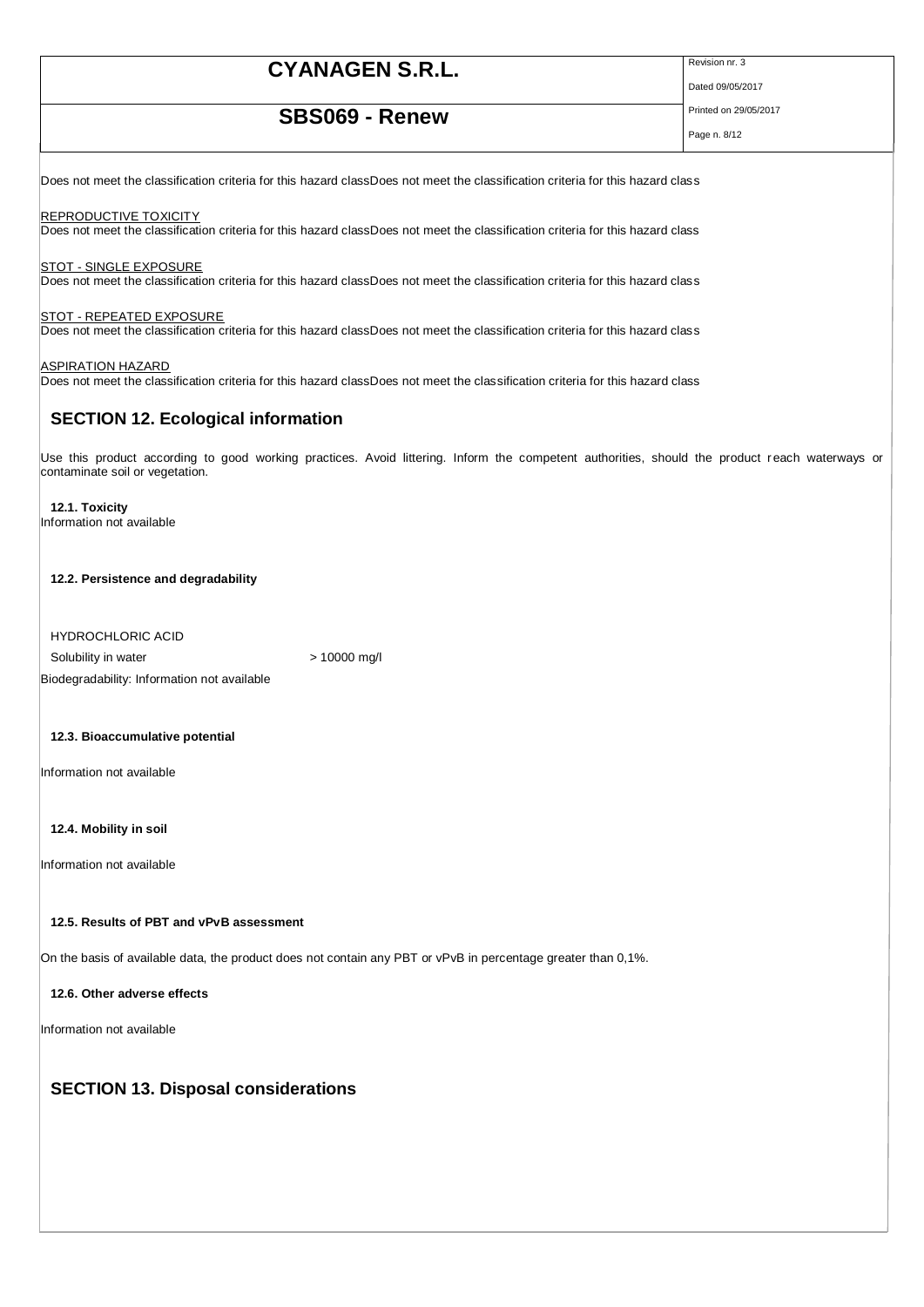Does not meet the classification criteria for this hazard classDoes not meet the classification criteria for this hazard class

REPRODUCTIVE TOXICITY
Does not meet the classification criteria for this hazard classDoes not meet the classification criteria for this hazard class

STOT - SINGLE EXPOSURE
Does not meet the classification criteria for this hazard classDoes not meet the classification criteria for this hazard class

STOT - REPEATED EXPOSURE
Does not meet the classification criteria for this hazard classDoes not meet the classification criteria for this hazard class

ASPIRATION HAZARD
Does not meet the classification criteria for this hazard classDoes not meet the classification criteria for this hazard class

## SECTION 12. Ecological information

Use this product according to good working practices. Avoid littering. Inform the competent authorities, should the product reach waterways or contaminate soil or vegetation.

### 12.1. Toxicity

Information not available

### 12.2. Persistence and degradability

HYDROCHLORIC ACID

| Solubility in water | > 10000 mg/l |
|---|---|

Biodegradability: Information not available

### 12.3. Bioaccumulative potential

Information not available

### 12.4. Mobility in soil

Information not available

### 12.5. Results of PBT and vPvB assessment

On the basis of available data, the product does not contain any PBT or vPvB in percentage greater than 0,1%.

### 12.6. Other adverse effects

Information not available

## SECTION 13. Disposal considerations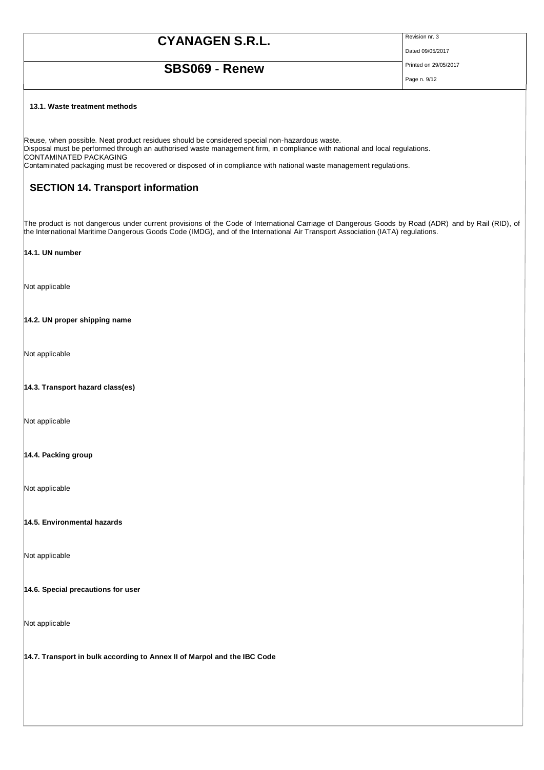**13.1. Waste treatment methods**

Reuse, when possible. Neat product residues should be considered special non-hazardous waste.
Disposal must be performed through an authorised waste management firm, in compliance with national and local regulations.
CONTAMINATED PACKAGING
Contaminated packaging must be recovered or disposed of in compliance with national waste management regulations.

## SECTION 14. Transport information

The product is not dangerous under current provisions of the Code of International Carriage of Dangerous Goods by Road (ADR) and by Rail (RID), of the International Maritime Dangerous Goods Code (IMDG), and of the International Air Transport Association (IATA) regulations.

**14.1. UN number**

Not applicable

**14.2. UN proper shipping name**

Not applicable

**14.3. Transport hazard class(es)**

Not applicable

**14.4. Packing group**

Not applicable

**14.5. Environmental hazards**

Not applicable

**14.6. Special precautions for user**

Not applicable

**14.7. Transport in bulk according to Annex II of Marpol and the IBC Code**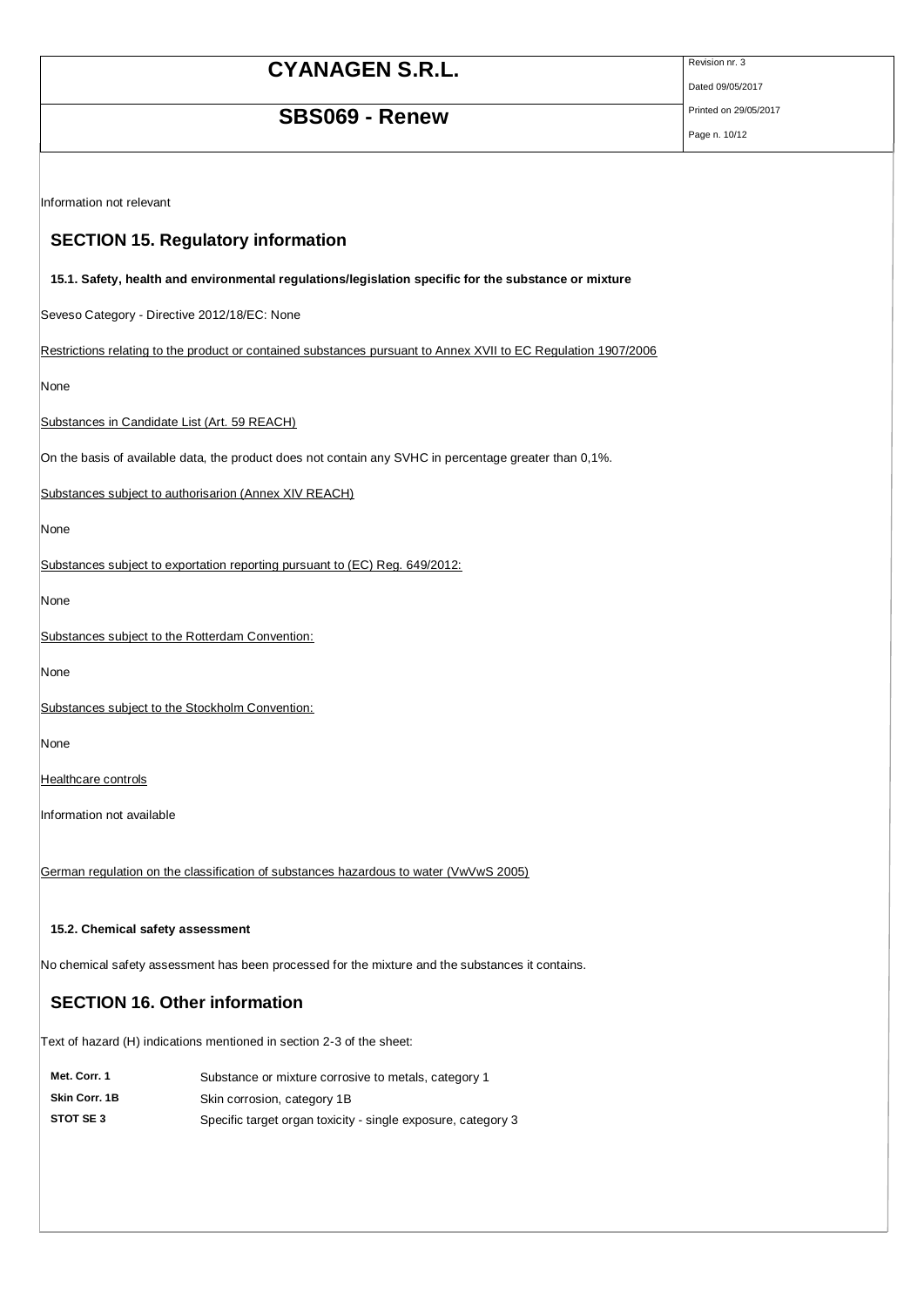Information not relevant

## SECTION 15. Regulatory information

### 15.1. Safety, health and environmental regulations/legislation specific for the substance or mixture

Seveso Category - Directive 2012/18/EC: None

Restrictions relating to the product or contained substances pursuant to Annex XVII to EC Regulation 1907/2006

None

Substances in Candidate List (Art. 59 REACH)

On the basis of available data, the product does not contain any SVHC in percentage greater than 0,1%.

Substances subject to authorisarion (Annex XIV REACH)

None

Substances subject to exportation reporting pursuant to (EC) Reg. 649/2012:

None

Substances subject to the Rotterdam Convention:

None

Substances subject to the Stockholm Convention:

None

Healthcare controls

Information not available

German regulation on the classification of substances hazardous to water (VwVwS 2005)

### 15.2. Chemical safety assessment

No chemical safety assessment has been processed for the mixture and the substances it contains.

## SECTION 16. Other information

Text of hazard (H) indications mentioned in section 2-3 of the sheet:

| | |
|---|---|
| **Met. Corr. 1** | Substance or mixture corrosive to metals, category 1 |
| **Skin Corr. 1B** | Skin corrosion, category 1B |
| **STOT SE 3** | Specific target organ toxicity - single exposure, category 3 |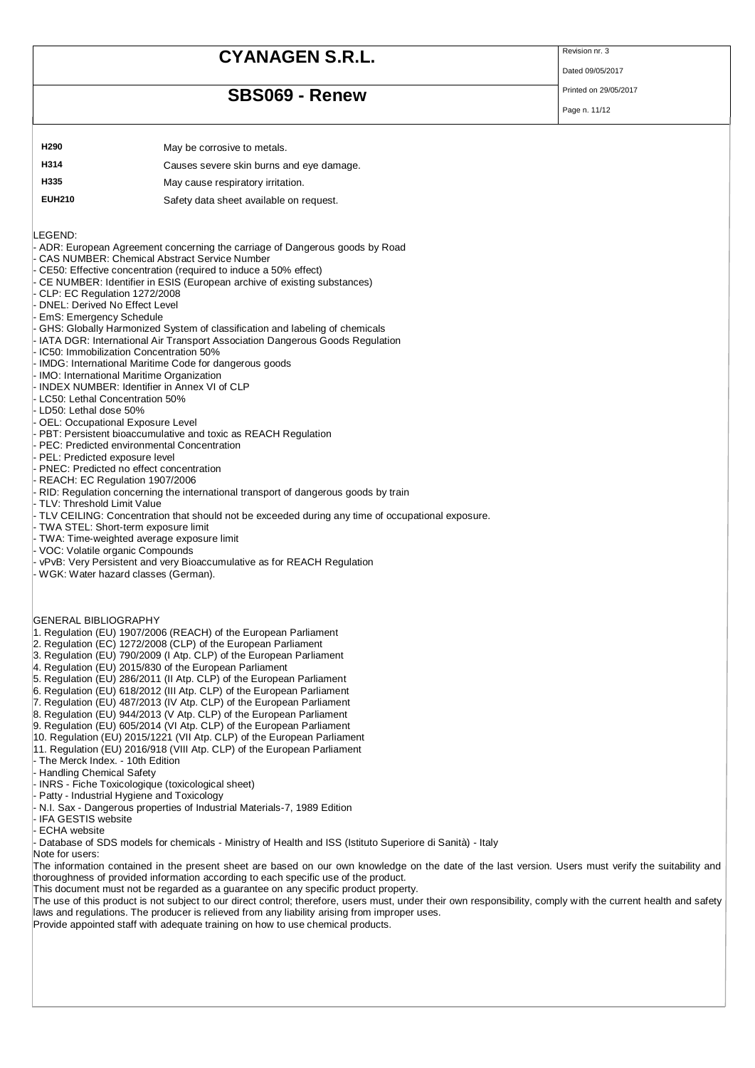| | |
|---|---|
| **H290** | May be corrosive to metals. |
| **H314** | Causes severe skin burns and eye damage. |
| **H335** | May cause respiratory irritation. |
| **EUH210** | Safety data sheet available on request. |

LEGEND:

- ADR: European Agreement concerning the carriage of Dangerous goods by Road
- CAS NUMBER: Chemical Abstract Service Number
- CE50: Effective concentration (required to induce a 50% effect)
- CE NUMBER: Identifier in ESIS (European archive of existing substances)
- CLP: EC Regulation 1272/2008
- DNEL: Derived No Effect Level
- EmS: Emergency Schedule
- GHS: Globally Harmonized System of classification and labeling of chemicals
- IATA DGR: International Air Transport Association Dangerous Goods Regulation
- IC50: Immobilization Concentration 50%
- IMDG: International Maritime Code for dangerous goods
- IMO: International Maritime Organization
- INDEX NUMBER: Identifier in Annex VI of CLP
- LC50: Lethal Concentration 50%
- LD50: Lethal dose 50%
- OEL: Occupational Exposure Level
- PBT: Persistent bioaccumulative and toxic as REACH Regulation
- PEC: Predicted environmental Concentration
- PEL: Predicted exposure level
- PNEC: Predicted no effect concentration
- REACH: EC Regulation 1907/2006
- RID: Regulation concerning the international transport of dangerous goods by train
- TLV: Threshold Limit Value
- TLV CEILING: Concentration that should not be exceeded during any time of occupational exposure.
- TWA STEL: Short-term exposure limit
- TWA: Time-weighted average exposure limit
- VOC: Volatile organic Compounds
- vPvB: Very Persistent and very Bioaccumulative as for REACH Regulation
- WGK: Water hazard classes (German).

GENERAL BIBLIOGRAPHY

1. Regulation (EU) 1907/2006 (REACH) of the European Parliament
2. Regulation (EC) 1272/2008 (CLP) of the European Parliament
3. Regulation (EU) 790/2009 (I Atp. CLP) of the European Parliament
4. Regulation (EU) 2015/830 of the European Parliament
5. Regulation (EU) 286/2011 (II Atp. CLP) of the European Parliament
6. Regulation (EU) 618/2012 (III Atp. CLP) of the European Parliament
7. Regulation (EU) 487/2013 (IV Atp. CLP) of the European Parliament
8. Regulation (EU) 944/2013 (V Atp. CLP) of the European Parliament
9. Regulation (EU) 605/2014 (VI Atp. CLP) of the European Parliament
10. Regulation (EU) 2015/1221 (VII Atp. CLP) of the European Parliament
11. Regulation (EU) 2016/918 (VIII Atp. CLP) of the European Parliament

- The Merck Index. - 10th Edition
- Handling Chemical Safety
- INRS - Fiche Toxicologique (toxicological sheet)
- Patty - Industrial Hygiene and Toxicology
- N.I. Sax - Dangerous properties of Industrial Materials-7, 1989 Edition
- IFA GESTIS website
- ECHA website
- Database of SDS models for chemicals - Ministry of Health and ISS (Istituto Superiore di Sanità) - Italy

Note for users:

The information contained in the present sheet are based on our own knowledge on the date of the last version. Users must verify the suitability and thoroughness of provided information according to each specific use of the product.

This document must not be regarded as a guarantee on any specific product property.

The use of this product is not subject to our direct control; therefore, users must, under their own responsibility, comply with the current health and safety laws and regulations. The producer is relieved from any liability arising from improper uses.

Provide appointed staff with adequate training on how to use chemical products.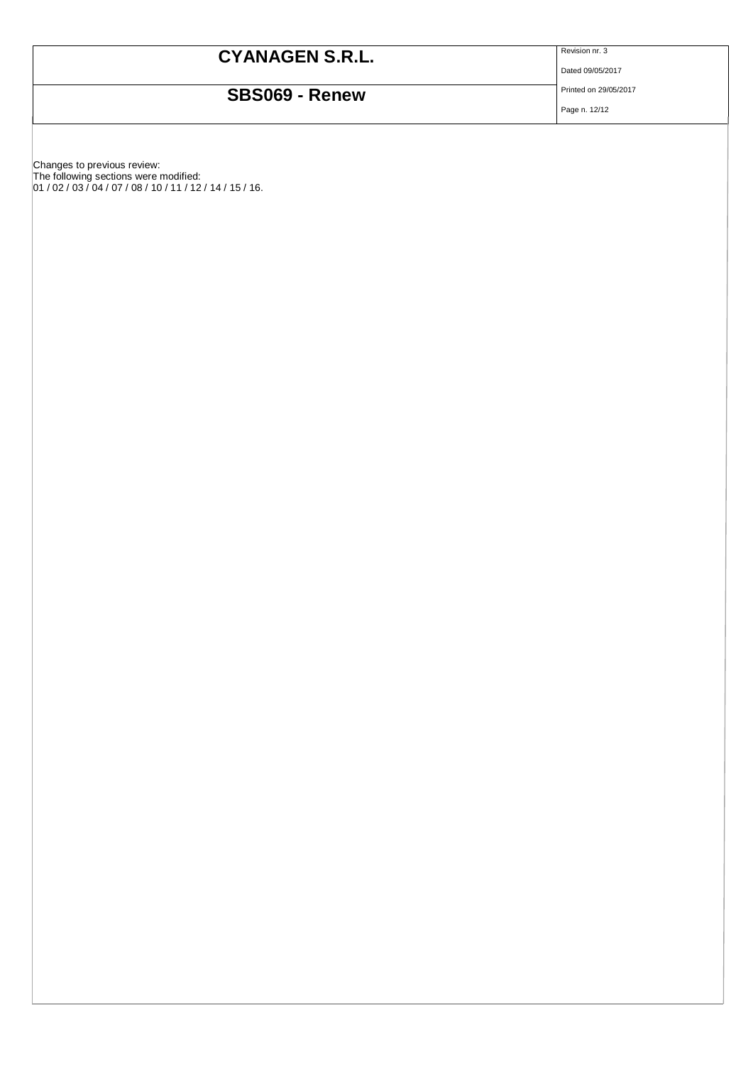Changes to previous review:
The following sections were modified:
01 / 02 / 03 / 04 / 07 / 08 / 10 / 11 / 12 / 14 / 15 / 16.